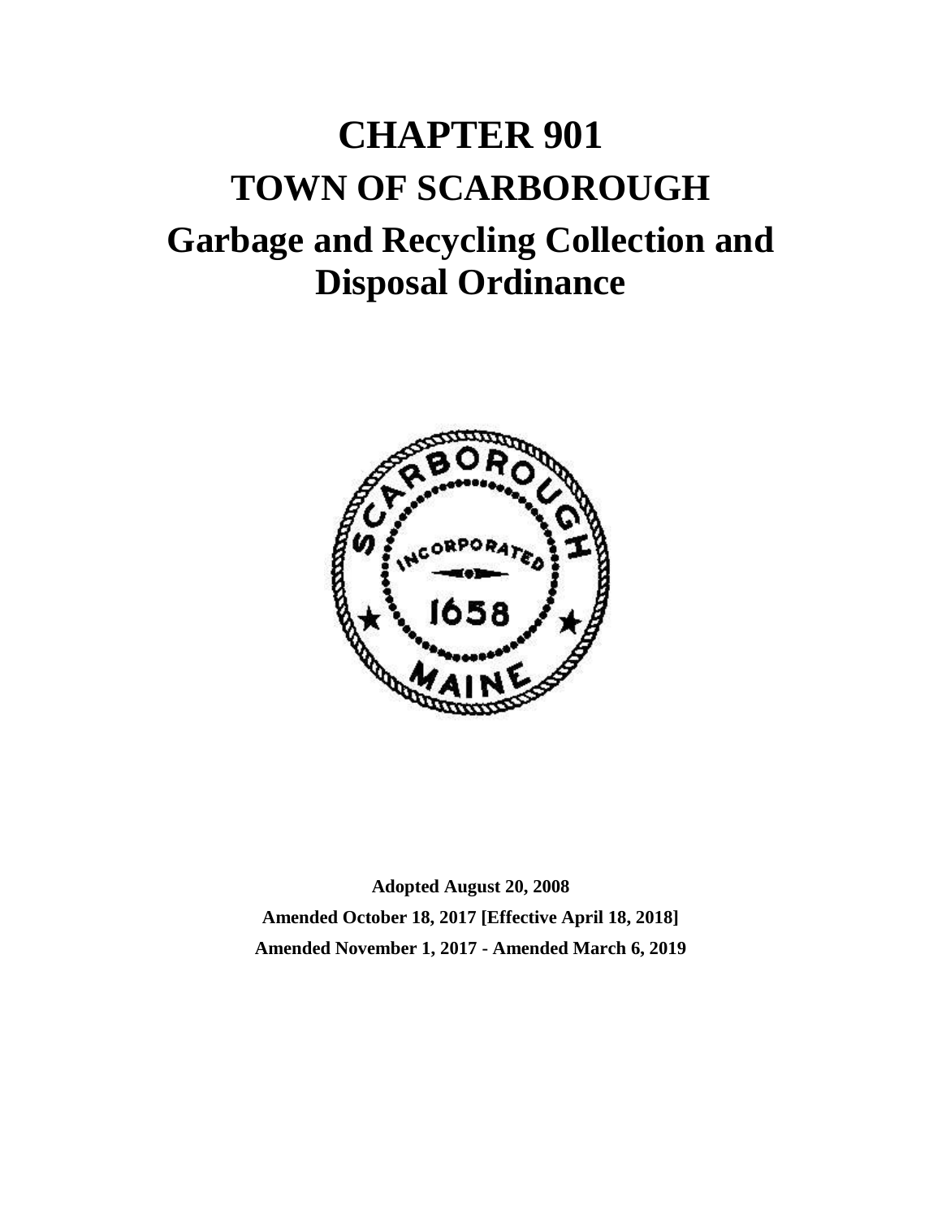# CHAPTER 901

# TOWN OF SCARBOROUGH

# Garbage and Recycling Collection and Disposal Ordinance

**Adopted August 20, 2008**

**Amended October 18, 2017 [Effective April 18, 2018]**

**Amended November 1, 2017 - Amended March 6, 2019**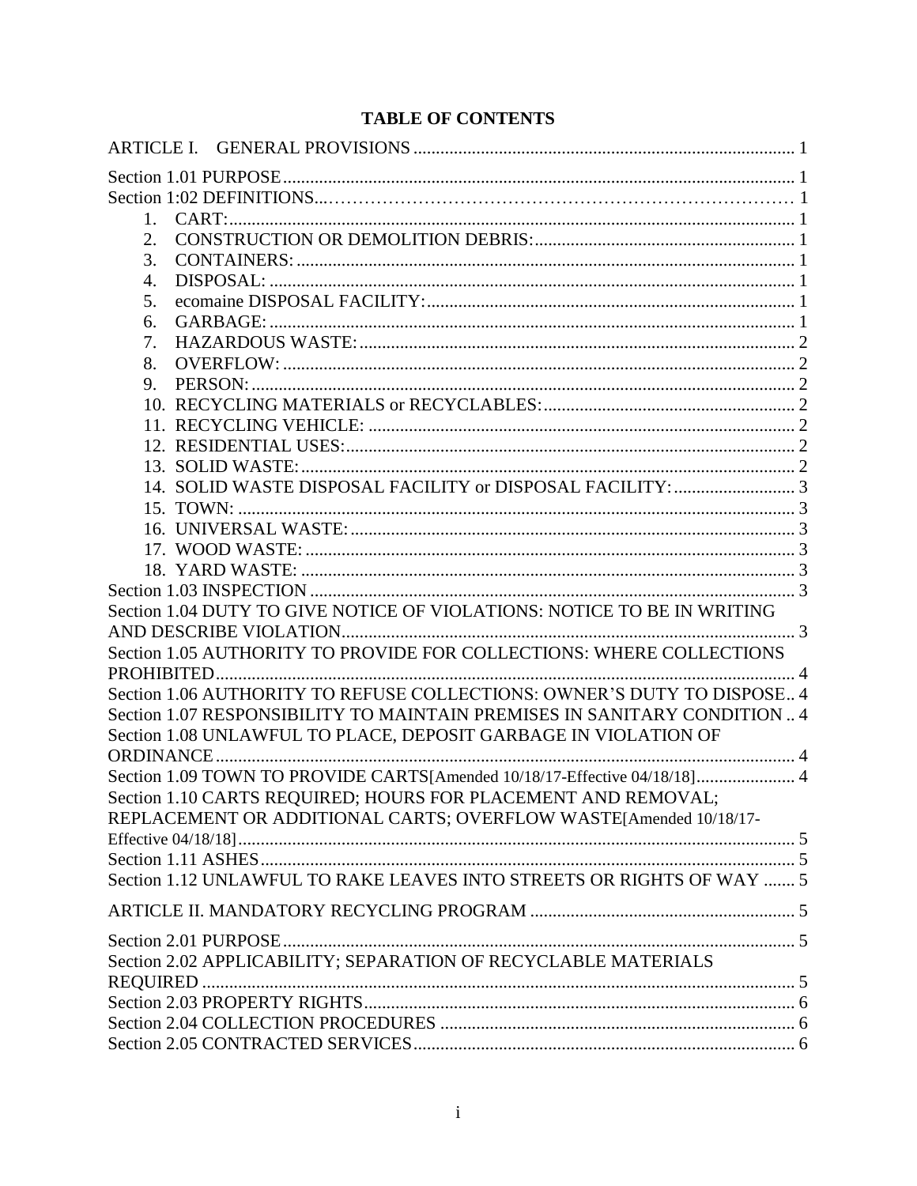# TABLE OF CONTENTS

ARTICLE I. GENERAL PROVISIONS ..... 1

Section 1.01 PURPOSE ..... 1
Section 1:02 DEFINITIONS ..... 1
1. CART: ..... 1
2. CONSTRUCTION OR DEMOLITION DEBRIS: ..... 1
3. CONTAINERS: ..... 1
4. DISPOSAL: ..... 1
5. ecomaine DISPOSAL FACILITY: ..... 1
6. GARBAGE: ..... 1
7. HAZARDOUS WASTE: ..... 2
8. OVERFLOW: ..... 2
9. PERSON: ..... 2
10. RECYCLING MATERIALS or RECYCLABLES: ..... 2
11. RECYCLING VEHICLE: ..... 2
12. RESIDENTIAL USES: ..... 2
13. SOLID WASTE: ..... 2
14. SOLID WASTE DISPOSAL FACILITY or DISPOSAL FACILITY: ..... 3
15. TOWN: ..... 3
16. UNIVERSAL WASTE: ..... 3
17. WOOD WASTE: ..... 3
18. YARD WASTE: ..... 3

Section 1.03 INSPECTION ..... 3
Section 1.04 DUTY TO GIVE NOTICE OF VIOLATIONS: NOTICE TO BE IN WRITING AND DESCRIBE VIOLATION ..... 3
Section 1.05 AUTHORITY TO PROVIDE FOR COLLECTIONS: WHERE COLLECTIONS PROHIBITED ..... 4
Section 1.06 AUTHORITY TO REFUSE COLLECTIONS: OWNER'S DUTY TO DISPOSE ..... 4
Section 1.07 RESPONSIBILITY TO MAINTAIN PREMISES IN SANITARY CONDITION ..... 4
Section 1.08 UNLAWFUL TO PLACE, DEPOSIT GARBAGE IN VIOLATION OF ORDINANCE ..... 4
Section 1.09 TOWN TO PROVIDE CARTS[Amended 10/18/17-Effective 04/18/18] ..... 4
Section 1.10 CARTS REQUIRED; HOURS FOR PLACEMENT AND REMOVAL; REPLACEMENT OR ADDITIONAL CARTS; OVERFLOW WASTE[Amended 10/18/17-Effective 04/18/18] ..... 5
Section 1.11 ASHES ..... 5
Section 1.12 UNLAWFUL TO RAKE LEAVES INTO STREETS OR RIGHTS OF WAY ..... 5

ARTICLE II. MANDATORY RECYCLING PROGRAM ..... 5

Section 2.01 PURPOSE ..... 5
Section 2.02 APPLICABILITY; SEPARATION OF RECYCLABLE MATERIALS REQUIRED ..... 5
Section 2.03 PROPERTY RIGHTS ..... 6
Section 2.04 COLLECTION PROCEDURES ..... 6
Section 2.05 CONTRACTED SERVICES ..... 6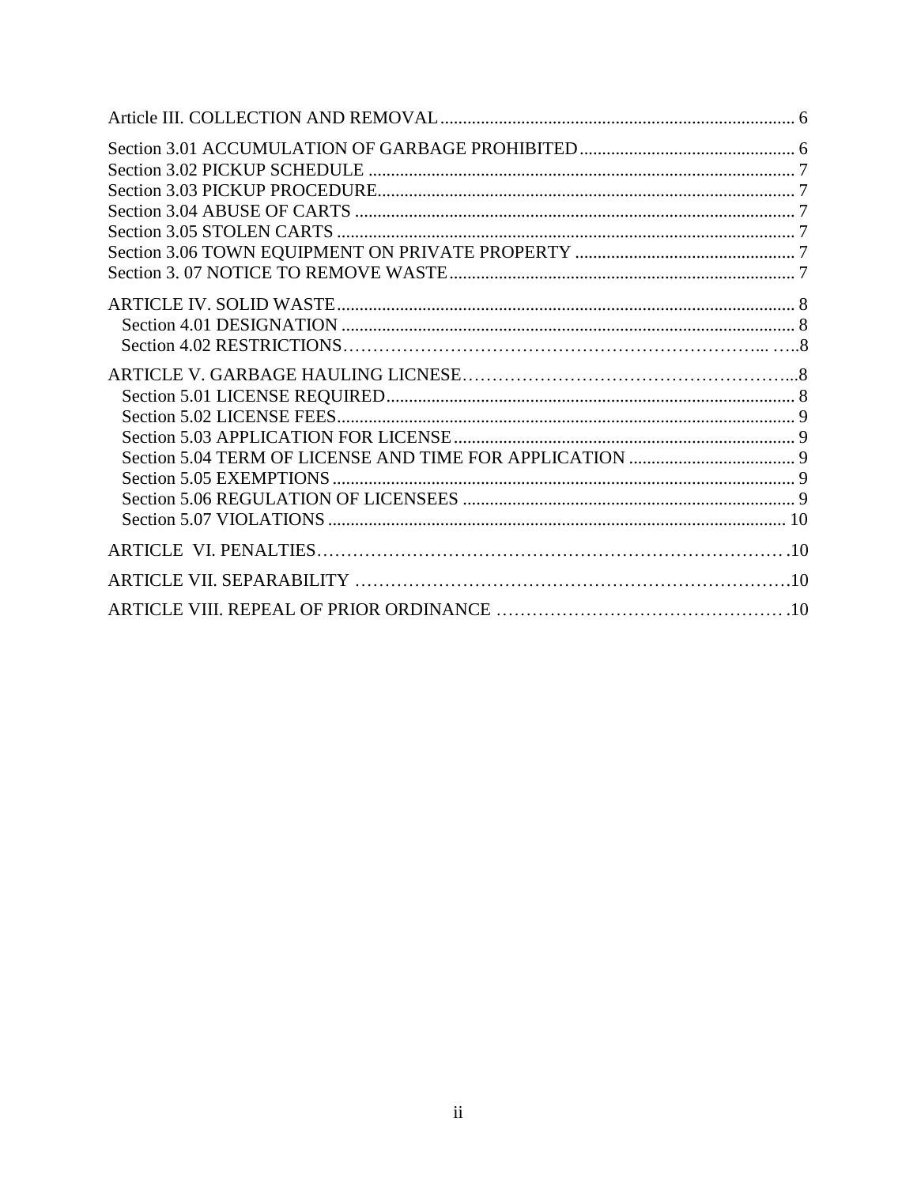Article III. COLLECTION AND REMOVAL ........ 6

Section 3.01 ACCUMULATION OF GARBAGE PROHIBITED ........ 6
Section 3.02 PICKUP SCHEDULE ........ 7
Section 3.03 PICKUP PROCEDURE ........ 7
Section 3.04 ABUSE OF CARTS ........ 7
Section 3.05 STOLEN CARTS ........ 7
Section 3.06 TOWN EQUIPMENT ON PRIVATE PROPERTY ........ 7
Section 3. 07 NOTICE TO REMOVE WASTE ........ 7

ARTICLE IV. SOLID WASTE ........ 8
- Section 4.01 DESIGNATION ........ 8
- Section 4.02 RESTRICTIONS ........ 8

ARTICLE V. GARBAGE HAULING LICNESE ........ 8
- Section 5.01 LICENSE REQUIRED ........ 8
- Section 5.02 LICENSE FEES ........ 9
- Section 5.03 APPLICATION FOR LICENSE ........ 9
- Section 5.04 TERM OF LICENSE AND TIME FOR APPLICATION ........ 9
- Section 5.05 EXEMPTIONS ........ 9
- Section 5.06 REGULATION OF LICENSEES ........ 9
- Section 5.07 VIOLATIONS ........ 10

ARTICLE VI. PENALTIES ........ 10

ARTICLE VII. SEPARABILITY ........ 10

ARTICLE VIII. REPEAL OF PRIOR ORDINANCE ........ 10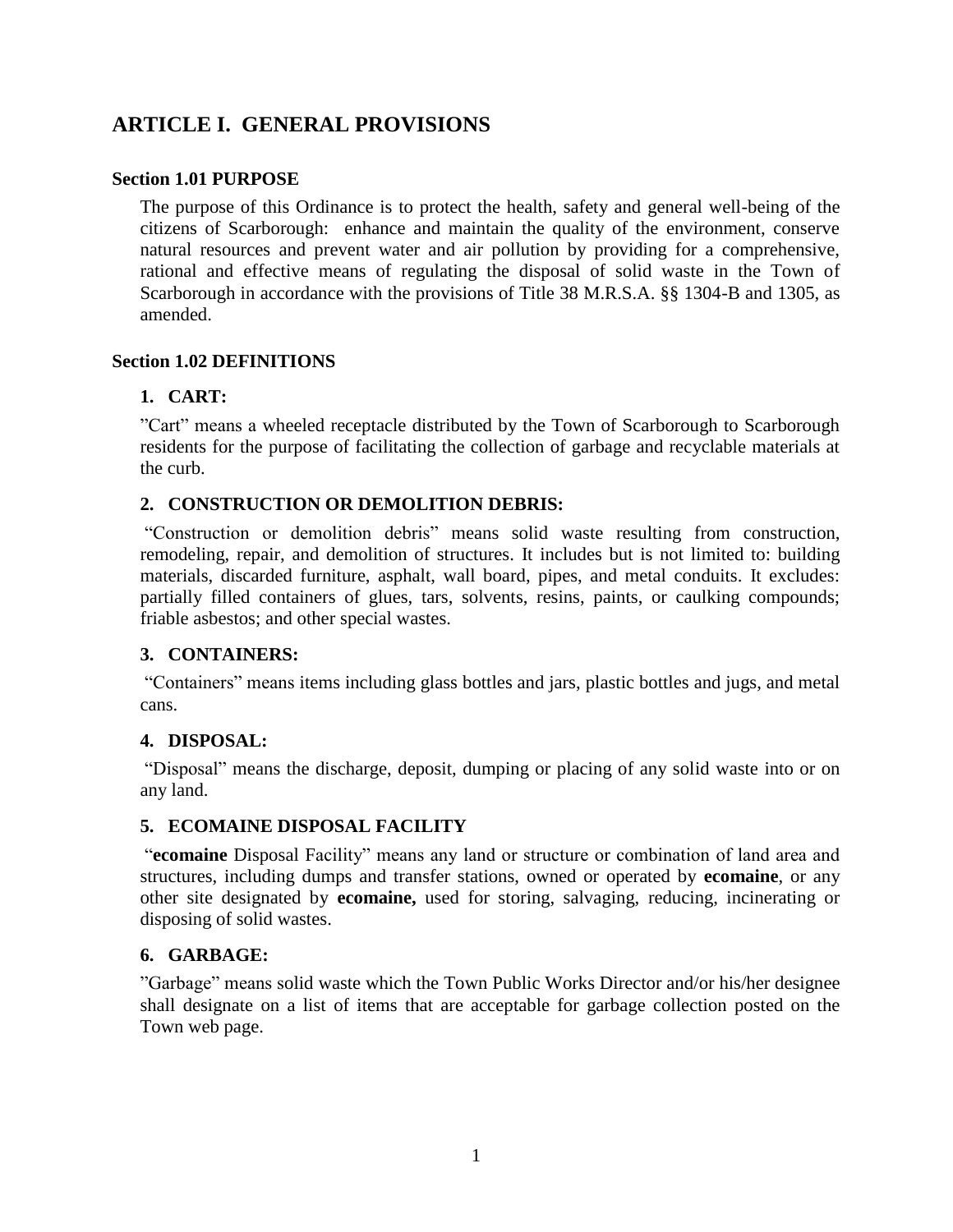# ARTICLE I. GENERAL PROVISIONS

### Section 1.01 PURPOSE

The purpose of this Ordinance is to protect the health, safety and general well-being of the citizens of Scarborough: enhance and maintain the quality of the environment, conserve natural resources and prevent water and air pollution by providing for a comprehensive, rational and effective means of regulating the disposal of solid waste in the Town of Scarborough in accordance with the provisions of Title 38 M.R.S.A. §§ 1304-B and 1305, as amended.

### Section 1.02 DEFINITIONS

#### 1. CART:

"Cart" means a wheeled receptacle distributed by the Town of Scarborough to Scarborough residents for the purpose of facilitating the collection of garbage and recyclable materials at the curb.

#### 2. CONSTRUCTION OR DEMOLITION DEBRIS:

"Construction or demolition debris" means solid waste resulting from construction, remodeling, repair, and demolition of structures. It includes but is not limited to: building materials, discarded furniture, asphalt, wall board, pipes, and metal conduits. It excludes: partially filled containers of glues, tars, solvents, resins, paints, or caulking compounds; friable asbestos; and other special wastes.

#### 3. CONTAINERS:

"Containers" means items including glass bottles and jars, plastic bottles and jugs, and metal cans.

#### 4. DISPOSAL:

"Disposal" means the discharge, deposit, dumping or placing of any solid waste into or on any land.

#### 5. ECOMAINE DISPOSAL FACILITY

"**ecomaine** Disposal Facility" means any land or structure or combination of land area and structures, including dumps and transfer stations, owned or operated by **ecomaine**, or any other site designated by **ecomaine,** used for storing, salvaging, reducing, incinerating or disposing of solid wastes.

#### 6. GARBAGE:

"Garbage" means solid waste which the Town Public Works Director and/or his/her designee shall designate on a list of items that are acceptable for garbage collection posted on the Town web page.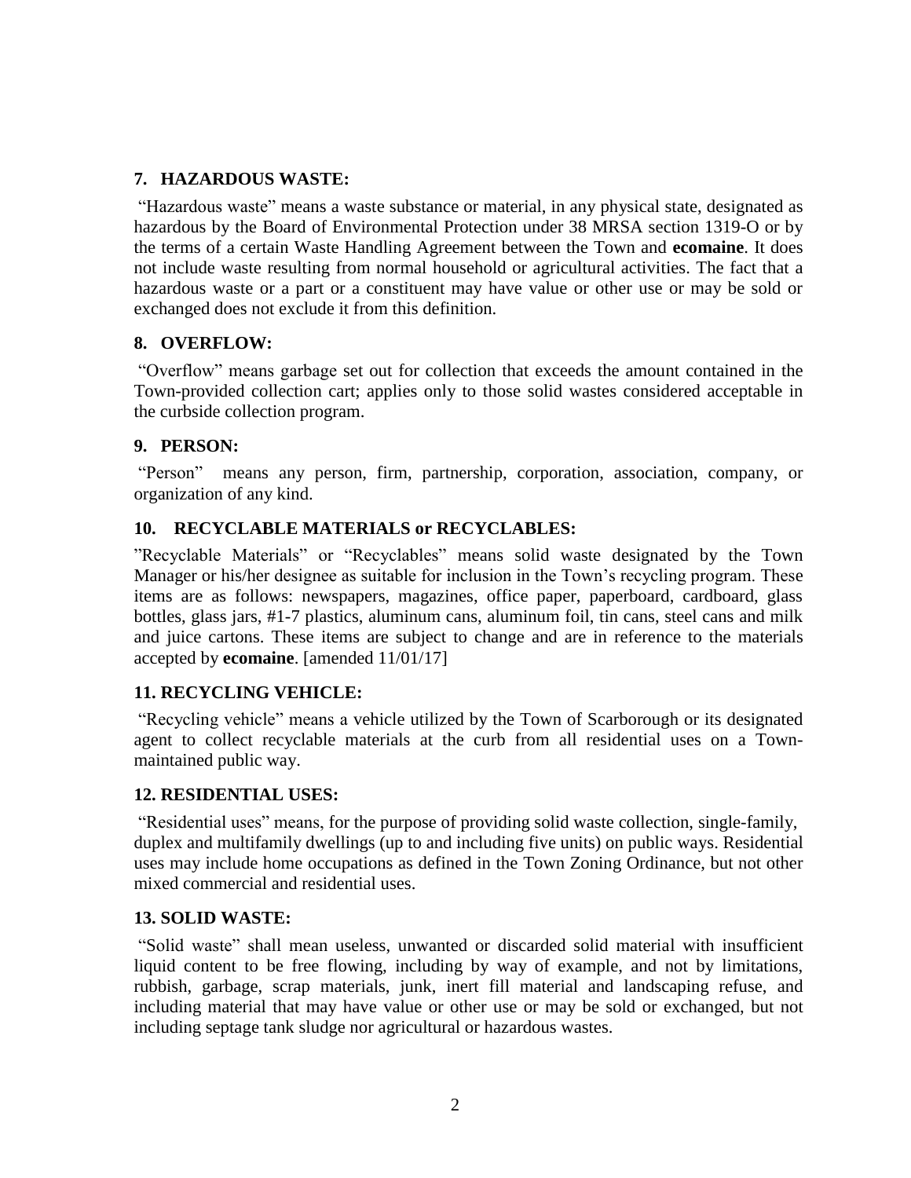### 7. HAZARDOUS WASTE:

"Hazardous waste" means a waste substance or material, in any physical state, designated as hazardous by the Board of Environmental Protection under 38 MRSA section 1319-O or by the terms of a certain Waste Handling Agreement between the Town and **ecomaine**. It does not include waste resulting from normal household or agricultural activities. The fact that a hazardous waste or a part or a constituent may have value or other use or may be sold or exchanged does not exclude it from this definition.

### 8. OVERFLOW:

"Overflow" means garbage set out for collection that exceeds the amount contained in the Town-provided collection cart; applies only to those solid wastes considered acceptable in the curbside collection program.

### 9. PERSON:

"Person" means any person, firm, partnership, corporation, association, company, or organization of any kind.

### 10. RECYCLABLE MATERIALS or RECYCLABLES:

"Recyclable Materials" or "Recyclables" means solid waste designated by the Town Manager or his/her designee as suitable for inclusion in the Town's recycling program. These items are as follows: newspapers, magazines, office paper, paperboard, cardboard, glass bottles, glass jars, #1-7 plastics, aluminum cans, aluminum foil, tin cans, steel cans and milk and juice cartons. These items are subject to change and are in reference to the materials accepted by **ecomaine**. [amended 11/01/17]

### 11. RECYCLING VEHICLE:

"Recycling vehicle" means a vehicle utilized by the Town of Scarborough or its designated agent to collect recyclable materials at the curb from all residential uses on a Town-maintained public way.

### 12. RESIDENTIAL USES:

"Residential uses" means, for the purpose of providing solid waste collection, single-family, duplex and multifamily dwellings (up to and including five units) on public ways. Residential uses may include home occupations as defined in the Town Zoning Ordinance, but not other mixed commercial and residential uses.

### 13. SOLID WASTE:

"Solid waste" shall mean useless, unwanted or discarded solid material with insufficient liquid content to be free flowing, including by way of example, and not by limitations, rubbish, garbage, scrap materials, junk, inert fill material and landscaping refuse, and including material that may have value or other use or may be sold or exchanged, but not including septage tank sludge nor agricultural or hazardous wastes.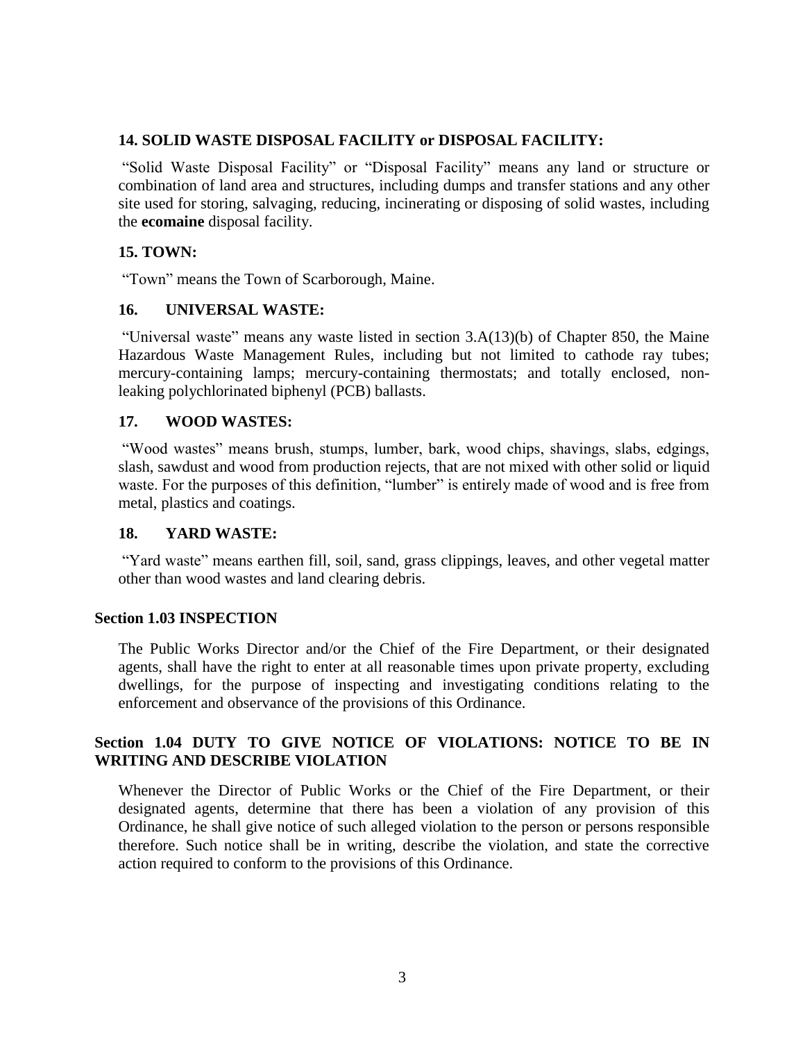**14. SOLID WASTE DISPOSAL FACILITY or DISPOSAL FACILITY:**

"Solid Waste Disposal Facility" or "Disposal Facility" means any land or structure or combination of land area and structures, including dumps and transfer stations and any other site used for storing, salvaging, reducing, incinerating or disposing of solid wastes, including the **ecomaine** disposal facility.

**15. TOWN:**

"Town" means the Town of Scarborough, Maine.

**16. UNIVERSAL WASTE:**

"Universal waste" means any waste listed in section 3.A(13)(b) of Chapter 850, the Maine Hazardous Waste Management Rules, including but not limited to cathode ray tubes; mercury-containing lamps; mercury-containing thermostats; and totally enclosed, non-leaking polychlorinated biphenyl (PCB) ballasts.

**17. WOOD WASTES:**

"Wood wastes" means brush, stumps, lumber, bark, wood chips, shavings, slabs, edgings, slash, sawdust and wood from production rejects, that are not mixed with other solid or liquid waste. For the purposes of this definition, "lumber" is entirely made of wood and is free from metal, plastics and coatings.

**18. YARD WASTE:**

"Yard waste" means earthen fill, soil, sand, grass clippings, leaves, and other vegetal matter other than wood wastes and land clearing debris.

**Section 1.03 INSPECTION**

The Public Works Director and/or the Chief of the Fire Department, or their designated agents, shall have the right to enter at all reasonable times upon private property, excluding dwellings, for the purpose of inspecting and investigating conditions relating to the enforcement and observance of the provisions of this Ordinance.

**Section 1.04 DUTY TO GIVE NOTICE OF VIOLATIONS: NOTICE TO BE IN WRITING AND DESCRIBE VIOLATION**

Whenever the Director of Public Works or the Chief of the Fire Department, or their designated agents, determine that there has been a violation of any provision of this Ordinance, he shall give notice of such alleged violation to the person or persons responsible therefore. Such notice shall be in writing, describe the violation, and state the corrective action required to conform to the provisions of this Ordinance.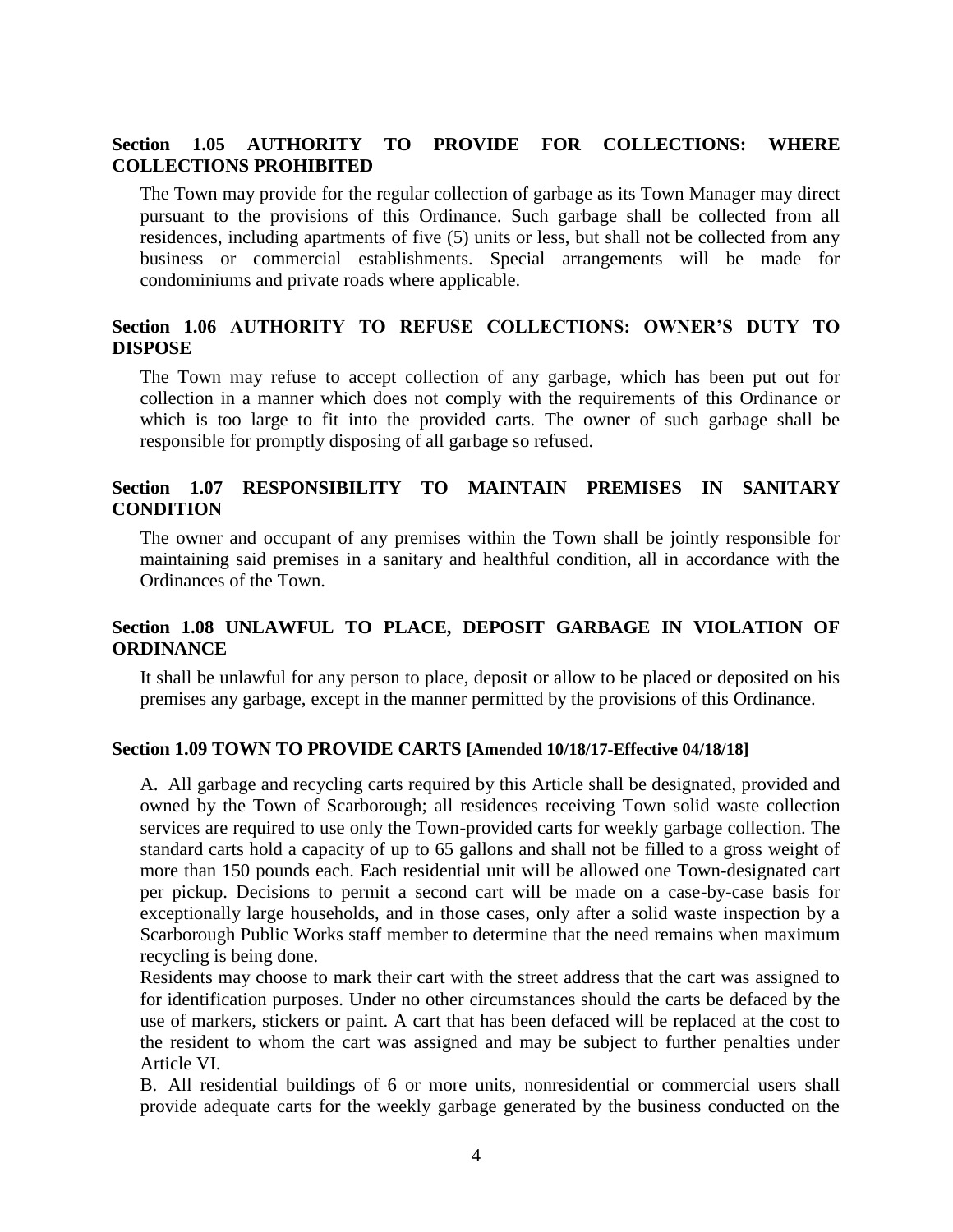### Section 1.05 AUTHORITY TO PROVIDE FOR COLLECTIONS: WHERE COLLECTIONS PROHIBITED

The Town may provide for the regular collection of garbage as its Town Manager may direct pursuant to the provisions of this Ordinance. Such garbage shall be collected from all residences, including apartments of five (5) units or less, but shall not be collected from any business or commercial establishments. Special arrangements will be made for condominiums and private roads where applicable.

### Section 1.06 AUTHORITY TO REFUSE COLLECTIONS: OWNER'S DUTY TO DISPOSE

The Town may refuse to accept collection of any garbage, which has been put out for collection in a manner which does not comply with the requirements of this Ordinance or which is too large to fit into the provided carts. The owner of such garbage shall be responsible for promptly disposing of all garbage so refused.

### Section 1.07 RESPONSIBILITY TO MAINTAIN PREMISES IN SANITARY CONDITION

The owner and occupant of any premises within the Town shall be jointly responsible for maintaining said premises in a sanitary and healthful condition, all in accordance with the Ordinances of the Town.

### Section 1.08 UNLAWFUL TO PLACE, DEPOSIT GARBAGE IN VIOLATION OF ORDINANCE

It shall be unlawful for any person to place, deposit or allow to be placed or deposited on his premises any garbage, except in the manner permitted by the provisions of this Ordinance.

### Section 1.09 TOWN TO PROVIDE CARTS [Amended 10/18/17-Effective 04/18/18]

A. All garbage and recycling carts required by this Article shall be designated, provided and owned by the Town of Scarborough; all residences receiving Town solid waste collection services are required to use only the Town-provided carts for weekly garbage collection. The standard carts hold a capacity of up to 65 gallons and shall not be filled to a gross weight of more than 150 pounds each. Each residential unit will be allowed one Town-designated cart per pickup. Decisions to permit a second cart will be made on a case-by-case basis for exceptionally large households, and in those cases, only after a solid waste inspection by a Scarborough Public Works staff member to determine that the need remains when maximum recycling is being done.

Residents may choose to mark their cart with the street address that the cart was assigned to for identification purposes. Under no other circumstances should the carts be defaced by the use of markers, stickers or paint. A cart that has been defaced will be replaced at the cost to the resident to whom the cart was assigned and may be subject to further penalties under Article VI.

B. All residential buildings of 6 or more units, nonresidential or commercial users shall provide adequate carts for the weekly garbage generated by the business conducted on the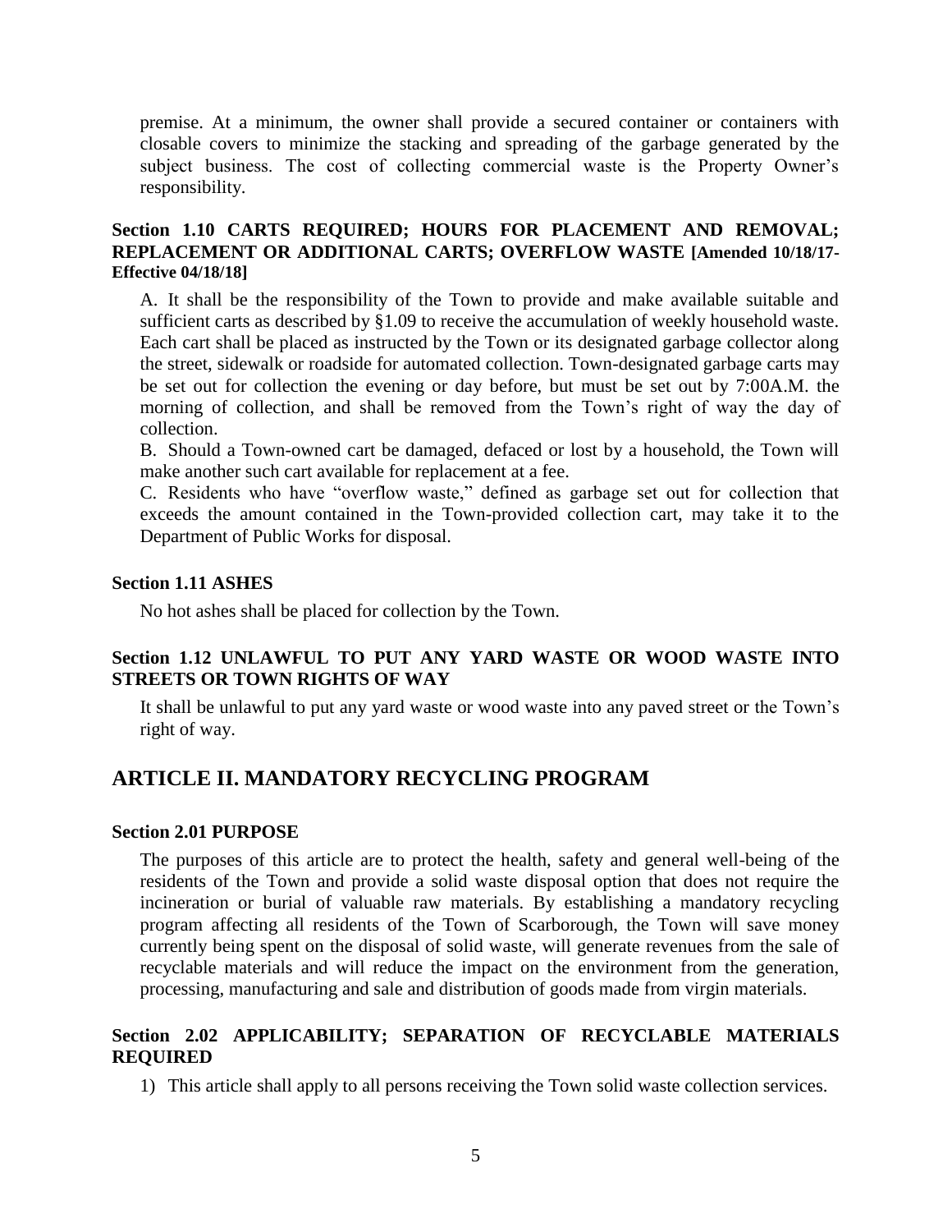premise. At a minimum, the owner shall provide a secured container or containers with closable covers to minimize the stacking and spreading of the garbage generated by the subject business. The cost of collecting commercial waste is the Property Owner's responsibility.

### Section 1.10 CARTS REQUIRED; HOURS FOR PLACEMENT AND REMOVAL; REPLACEMENT OR ADDITIONAL CARTS; OVERFLOW WASTE [Amended 10/18/17-Effective 04/18/18]

A. It shall be the responsibility of the Town to provide and make available suitable and sufficient carts as described by §1.09 to receive the accumulation of weekly household waste. Each cart shall be placed as instructed by the Town or its designated garbage collector along the street, sidewalk or roadside for automated collection. Town-designated garbage carts may be set out for collection the evening or day before, but must be set out by 7:00A.M. the morning of collection, and shall be removed from the Town's right of way the day of collection.

B. Should a Town-owned cart be damaged, defaced or lost by a household, the Town will make another such cart available for replacement at a fee.

C. Residents who have "overflow waste," defined as garbage set out for collection that exceeds the amount contained in the Town-provided collection cart, may take it to the Department of Public Works for disposal.

### Section 1.11 ASHES

No hot ashes shall be placed for collection by the Town.

### Section 1.12 UNLAWFUL TO PUT ANY YARD WASTE OR WOOD WASTE INTO STREETS OR TOWN RIGHTS OF WAY

It shall be unlawful to put any yard waste or wood waste into any paved street or the Town's right of way.

## ARTICLE II. MANDATORY RECYCLING PROGRAM

### Section 2.01 PURPOSE

The purposes of this article are to protect the health, safety and general well-being of the residents of the Town and provide a solid waste disposal option that does not require the incineration or burial of valuable raw materials. By establishing a mandatory recycling program affecting all residents of the Town of Scarborough, the Town will save money currently being spent on the disposal of solid waste, will generate revenues from the sale of recyclable materials and will reduce the impact on the environment from the generation, processing, manufacturing and sale and distribution of goods made from virgin materials.

### Section 2.02 APPLICABILITY; SEPARATION OF RECYCLABLE MATERIALS REQUIRED

1) This article shall apply to all persons receiving the Town solid waste collection services.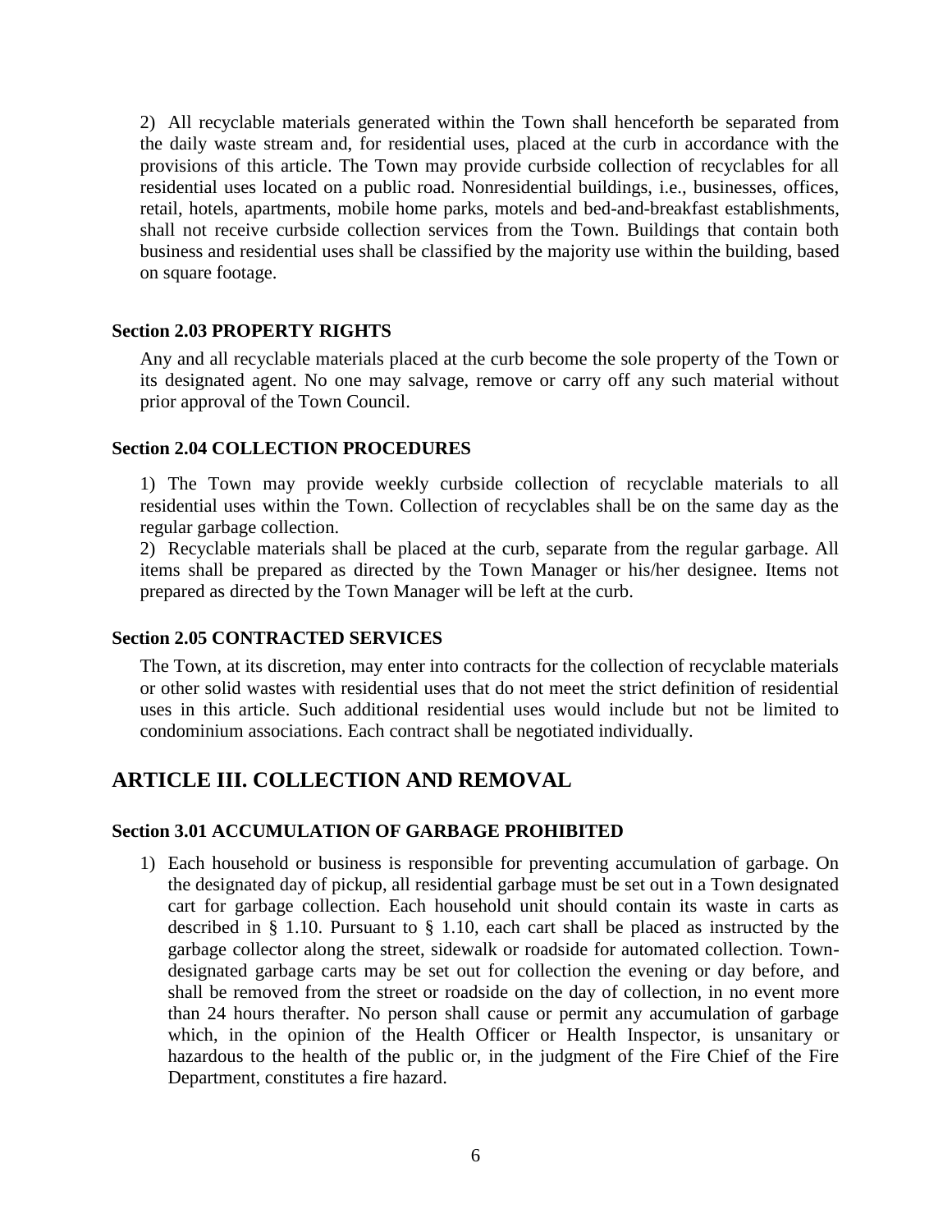2) All recyclable materials generated within the Town shall henceforth be separated from the daily waste stream and, for residential uses, placed at the curb in accordance with the provisions of this article. The Town may provide curbside collection of recyclables for all residential uses located on a public road. Nonresidential buildings, i.e., businesses, offices, retail, hotels, apartments, mobile home parks, motels and bed-and-breakfast establishments, shall not receive curbside collection services from the Town. Buildings that contain both business and residential uses shall be classified by the majority use within the building, based on square footage.

### Section 2.03 PROPERTY RIGHTS

Any and all recyclable materials placed at the curb become the sole property of the Town or its designated agent. No one may salvage, remove or carry off any such material without prior approval of the Town Council.

### Section 2.04 COLLECTION PROCEDURES

1) The Town may provide weekly curbside collection of recyclable materials to all residential uses within the Town. Collection of recyclables shall be on the same day as the regular garbage collection.
2) Recyclable materials shall be placed at the curb, separate from the regular garbage. All items shall be prepared as directed by the Town Manager or his/her designee. Items not prepared as directed by the Town Manager will be left at the curb.

### Section 2.05 CONTRACTED SERVICES

The Town, at its discretion, may enter into contracts for the collection of recyclable materials or other solid wastes with residential uses that do not meet the strict definition of residential uses in this article. Such additional residential uses would include but not be limited to condominium associations. Each contract shall be negotiated individually.

## ARTICLE III. COLLECTION AND REMOVAL

### Section 3.01 ACCUMULATION OF GARBAGE PROHIBITED

1) Each household or business is responsible for preventing accumulation of garbage. On the designated day of pickup, all residential garbage must be set out in a Town designated cart for garbage collection. Each household unit should contain its waste in carts as described in § 1.10. Pursuant to § 1.10, each cart shall be placed as instructed by the garbage collector along the street, sidewalk or roadside for automated collection. Town-designated garbage carts may be set out for collection the evening or day before, and shall be removed from the street or roadside on the day of collection, in no event more than 24 hours therafter. No person shall cause or permit any accumulation of garbage which, in the opinion of the Health Officer or Health Inspector, is unsanitary or hazardous to the health of the public or, in the judgment of the Fire Chief of the Fire Department, constitutes a fire hazard.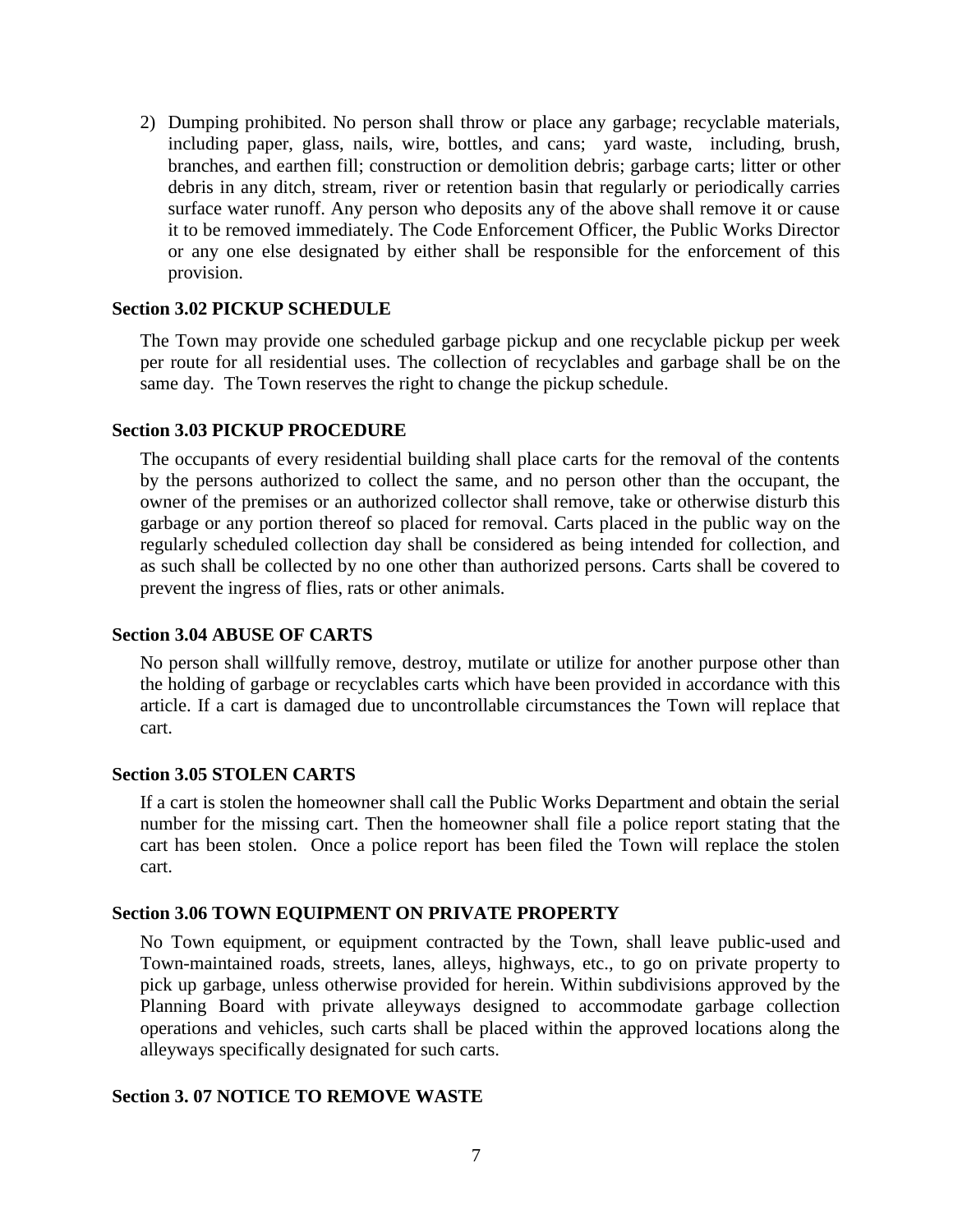2) Dumping prohibited. No person shall throw or place any garbage; recyclable materials, including paper, glass, nails, wire, bottles, and cans; yard waste, including, brush, branches, and earthen fill; construction or demolition debris; garbage carts; litter or other debris in any ditch, stream, river or retention basin that regularly or periodically carries surface water runoff. Any person who deposits any of the above shall remove it or cause it to be removed immediately. The Code Enforcement Officer, the Public Works Director or any one else designated by either shall be responsible for the enforcement of this provision.

**Section 3.02 PICKUP SCHEDULE**

The Town may provide one scheduled garbage pickup and one recyclable pickup per week per route for all residential uses. The collection of recyclables and garbage shall be on the same day. The Town reserves the right to change the pickup schedule.

**Section 3.03 PICKUP PROCEDURE**

The occupants of every residential building shall place carts for the removal of the contents by the persons authorized to collect the same, and no person other than the occupant, the owner of the premises or an authorized collector shall remove, take or otherwise disturb this garbage or any portion thereof so placed for removal. Carts placed in the public way on the regularly scheduled collection day shall be considered as being intended for collection, and as such shall be collected by no one other than authorized persons. Carts shall be covered to prevent the ingress of flies, rats or other animals.

**Section 3.04 ABUSE OF CARTS**

No person shall willfully remove, destroy, mutilate or utilize for another purpose other than the holding of garbage or recyclables carts which have been provided in accordance with this article. If a cart is damaged due to uncontrollable circumstances the Town will replace that cart.

**Section 3.05 STOLEN CARTS**

If a cart is stolen the homeowner shall call the Public Works Department and obtain the serial number for the missing cart. Then the homeowner shall file a police report stating that the cart has been stolen. Once a police report has been filed the Town will replace the stolen cart.

**Section 3.06 TOWN EQUIPMENT ON PRIVATE PROPERTY**

No Town equipment, or equipment contracted by the Town, shall leave public-used and Town-maintained roads, streets, lanes, alleys, highways, etc., to go on private property to pick up garbage, unless otherwise provided for herein. Within subdivisions approved by the Planning Board with private alleyways designed to accommodate garbage collection operations and vehicles, such carts shall be placed within the approved locations along the alleyways specifically designated for such carts.

**Section 3. 07 NOTICE TO REMOVE WASTE**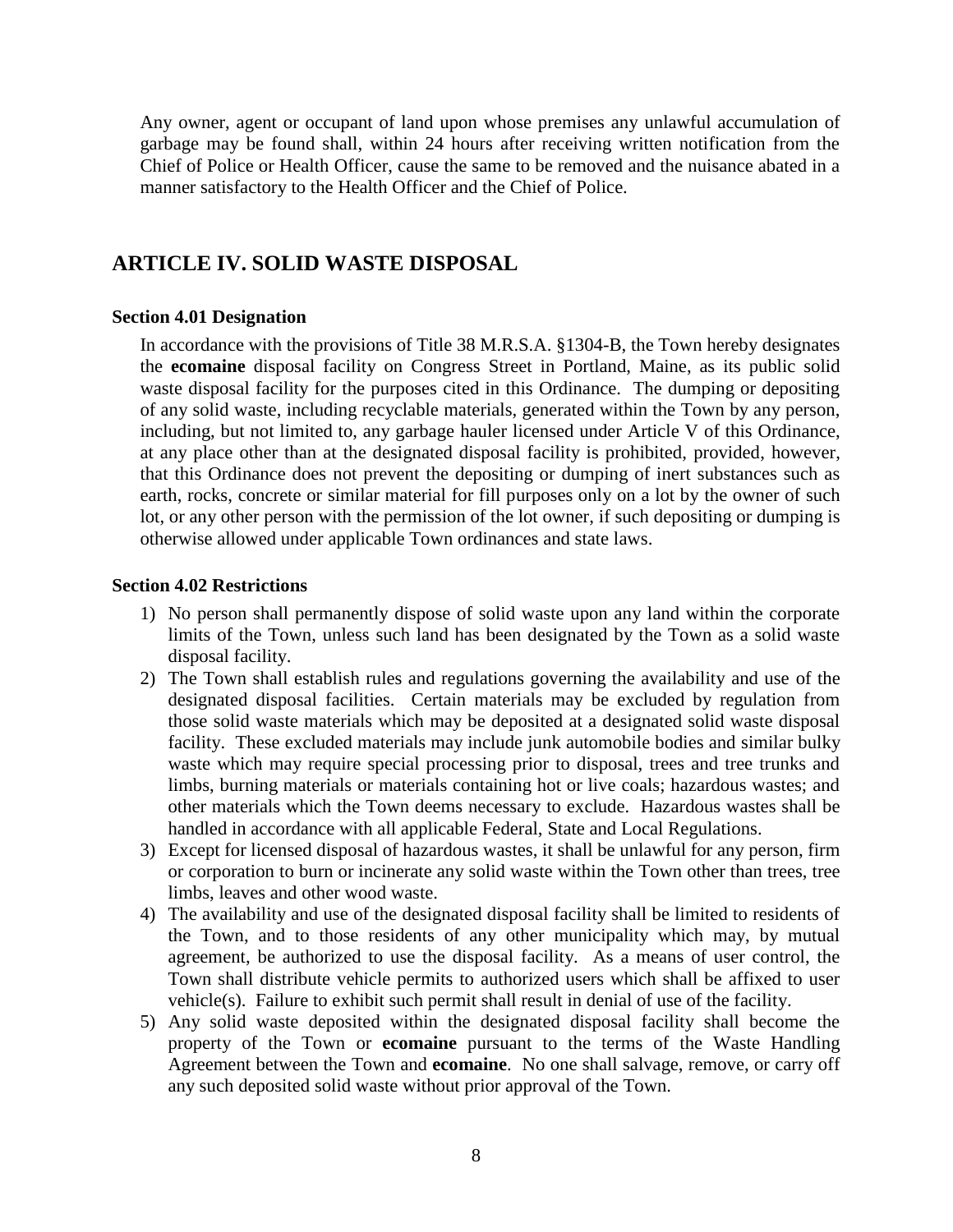Any owner, agent or occupant of land upon whose premises any unlawful accumulation of garbage may be found shall, within 24 hours after receiving written notification from the Chief of Police or Health Officer, cause the same to be removed and the nuisance abated in a manner satisfactory to the Health Officer and the Chief of Police.

## ARTICLE IV. SOLID WASTE DISPOSAL

#### Section 4.01 Designation

In accordance with the provisions of Title 38 M.R.S.A. §1304-B, the Town hereby designates the **ecomaine** disposal facility on Congress Street in Portland, Maine, as its public solid waste disposal facility for the purposes cited in this Ordinance. The dumping or depositing of any solid waste, including recyclable materials, generated within the Town by any person, including, but not limited to, any garbage hauler licensed under Article V of this Ordinance, at any place other than at the designated disposal facility is prohibited, provided, however, that this Ordinance does not prevent the depositing or dumping of inert substances such as earth, rocks, concrete or similar material for fill purposes only on a lot by the owner of such lot, or any other person with the permission of the lot owner, if such depositing or dumping is otherwise allowed under applicable Town ordinances and state laws.

#### Section 4.02 Restrictions

1) No person shall permanently dispose of solid waste upon any land within the corporate limits of the Town, unless such land has been designated by the Town as a solid waste disposal facility.
2) The Town shall establish rules and regulations governing the availability and use of the designated disposal facilities. Certain materials may be excluded by regulation from those solid waste materials which may be deposited at a designated solid waste disposal facility. These excluded materials may include junk automobile bodies and similar bulky waste which may require special processing prior to disposal, trees and tree trunks and limbs, burning materials or materials containing hot or live coals; hazardous wastes; and other materials which the Town deems necessary to exclude. Hazardous wastes shall be handled in accordance with all applicable Federal, State and Local Regulations.
3) Except for licensed disposal of hazardous wastes, it shall be unlawful for any person, firm or corporation to burn or incinerate any solid waste within the Town other than trees, tree limbs, leaves and other wood waste.
4) The availability and use of the designated disposal facility shall be limited to residents of the Town, and to those residents of any other municipality which may, by mutual agreement, be authorized to use the disposal facility. As a means of user control, the Town shall distribute vehicle permits to authorized users which shall be affixed to user vehicle(s). Failure to exhibit such permit shall result in denial of use of the facility.
5) Any solid waste deposited within the designated disposal facility shall become the property of the Town or **ecomaine** pursuant to the terms of the Waste Handling Agreement between the Town and **ecomaine**. No one shall salvage, remove, or carry off any such deposited solid waste without prior approval of the Town.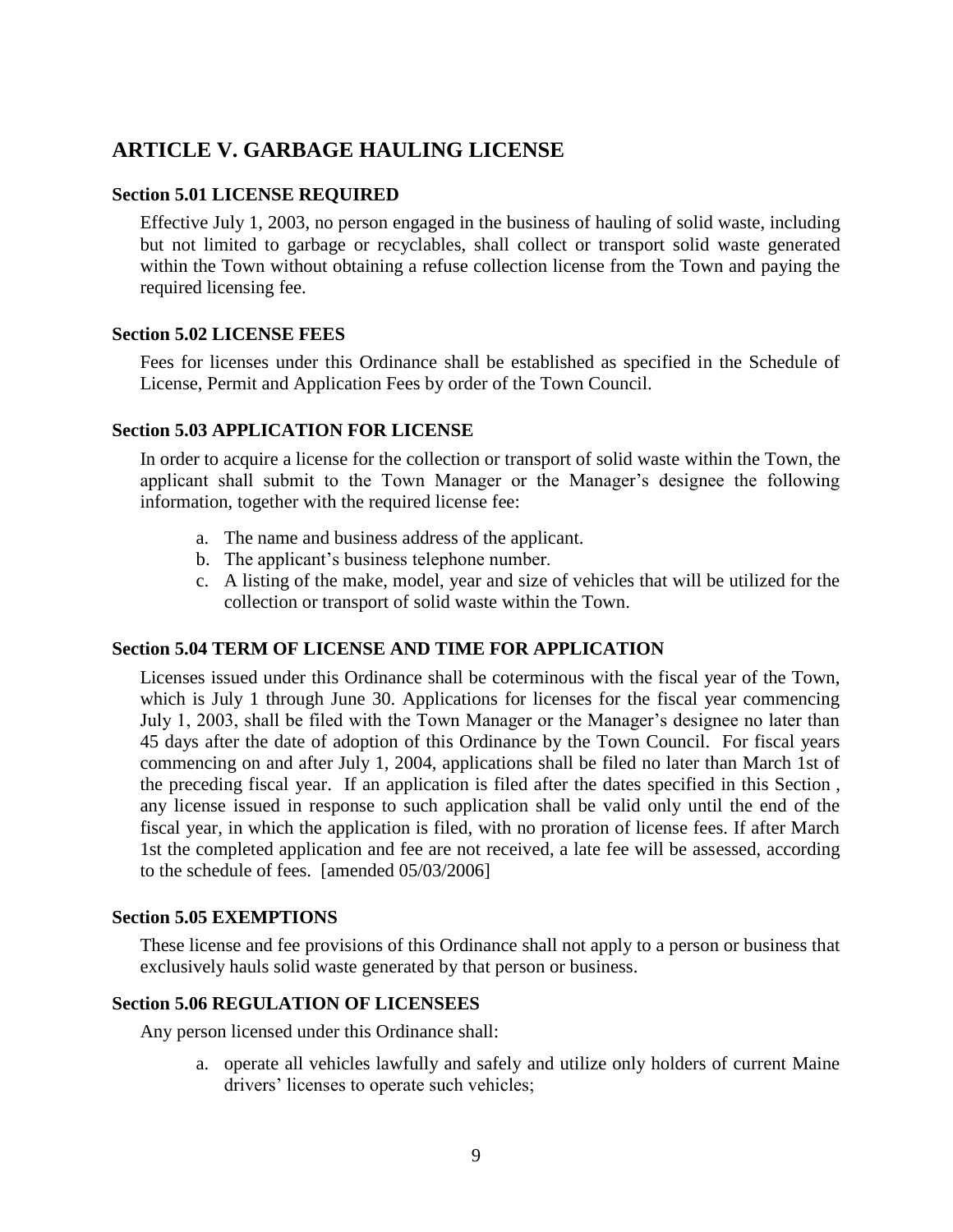## ARTICLE V. GARBAGE HAULING LICENSE

### Section 5.01 LICENSE REQUIRED

Effective July 1, 2003, no person engaged in the business of hauling of solid waste, including but not limited to garbage or recyclables, shall collect or transport solid waste generated within the Town without obtaining a refuse collection license from the Town and paying the required licensing fee.

### Section 5.02 LICENSE FEES

Fees for licenses under this Ordinance shall be established as specified in the Schedule of License, Permit and Application Fees by order of the Town Council.

### Section 5.03 APPLICATION FOR LICENSE

In order to acquire a license for the collection or transport of solid waste within the Town, the applicant shall submit to the Town Manager or the Manager's designee the following information, together with the required license fee:

a. The name and business address of the applicant.
b. The applicant's business telephone number.
c. A listing of the make, model, year and size of vehicles that will be utilized for the collection or transport of solid waste within the Town.

### Section 5.04 TERM OF LICENSE AND TIME FOR APPLICATION

Licenses issued under this Ordinance shall be coterminous with the fiscal year of the Town, which is July 1 through June 30. Applications for licenses for the fiscal year commencing July 1, 2003, shall be filed with the Town Manager or the Manager's designee no later than 45 days after the date of adoption of this Ordinance by the Town Council. For fiscal years commencing on and after July 1, 2004, applications shall be filed no later than March 1st of the preceding fiscal year. If an application is filed after the dates specified in this Section , any license issued in response to such application shall be valid only until the end of the fiscal year, in which the application is filed, with no proration of license fees. If after March 1st the completed application and fee are not received, a late fee will be assessed, according to the schedule of fees. [amended 05/03/2006]

### Section 5.05 EXEMPTIONS

These license and fee provisions of this Ordinance shall not apply to a person or business that exclusively hauls solid waste generated by that person or business.

### Section 5.06 REGULATION OF LICENSEES

Any person licensed under this Ordinance shall:

a. operate all vehicles lawfully and safely and utilize only holders of current Maine drivers' licenses to operate such vehicles;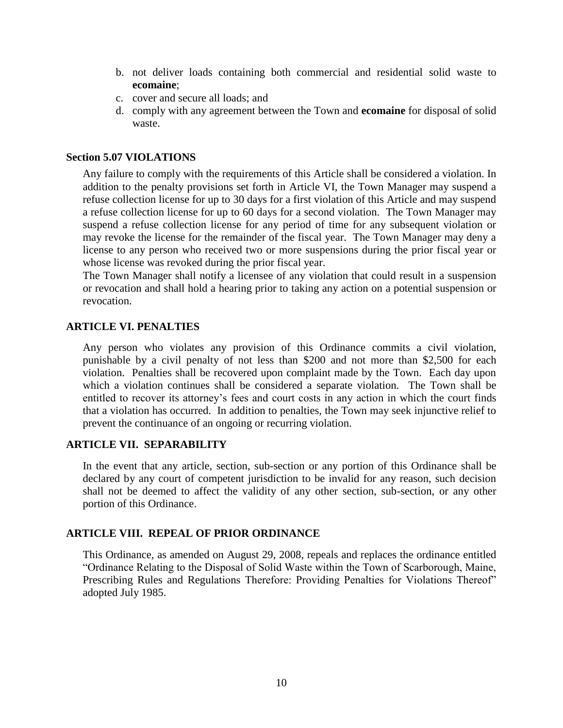b. not deliver loads containing both commercial and residential solid waste to **ecomaine**;
c. cover and secure all loads; and
d. comply with any agreement between the Town and **ecomaine** for disposal of solid waste.

### Section 5.07 VIOLATIONS

Any failure to comply with the requirements of this Article shall be considered a violation. In addition to the penalty provisions set forth in Article VI, the Town Manager may suspend a refuse collection license for up to 30 days for a first violation of this Article and may suspend a refuse collection license for up to 60 days for a second violation. The Town Manager may suspend a refuse collection license for any period of time for any subsequent violation or may revoke the license for the remainder of the fiscal year. The Town Manager may deny a license to any person who received two or more suspensions during the prior fiscal year or whose license was revoked during the prior fiscal year.

The Town Manager shall notify a licensee of any violation that could result in a suspension or revocation and shall hold a hearing prior to taking any action on a potential suspension or revocation.

## ARTICLE VI. PENALTIES

Any person who violates any provision of this Ordinance commits a civil violation, punishable by a civil penalty of not less than $200 and not more than $2,500 for each violation. Penalties shall be recovered upon complaint made by the Town. Each day upon which a violation continues shall be considered a separate violation. The Town shall be entitled to recover its attorney's fees and court costs in any action in which the court finds that a violation has occurred. In addition to penalties, the Town may seek injunctive relief to prevent the continuance of an ongoing or recurring violation.

## ARTICLE VII. SEPARABILITY

In the event that any article, section, sub-section or any portion of this Ordinance shall be declared by any court of competent jurisdiction to be invalid for any reason, such decision shall not be deemed to affect the validity of any other section, sub-section, or any other portion of this Ordinance.

## ARTICLE VIII. REPEAL OF PRIOR ORDINANCE

This Ordinance, as amended on August 29, 2008, repeals and replaces the ordinance entitled "Ordinance Relating to the Disposal of Solid Waste within the Town of Scarborough, Maine, Prescribing Rules and Regulations Therefore: Providing Penalties for Violations Thereof" adopted July 1985.